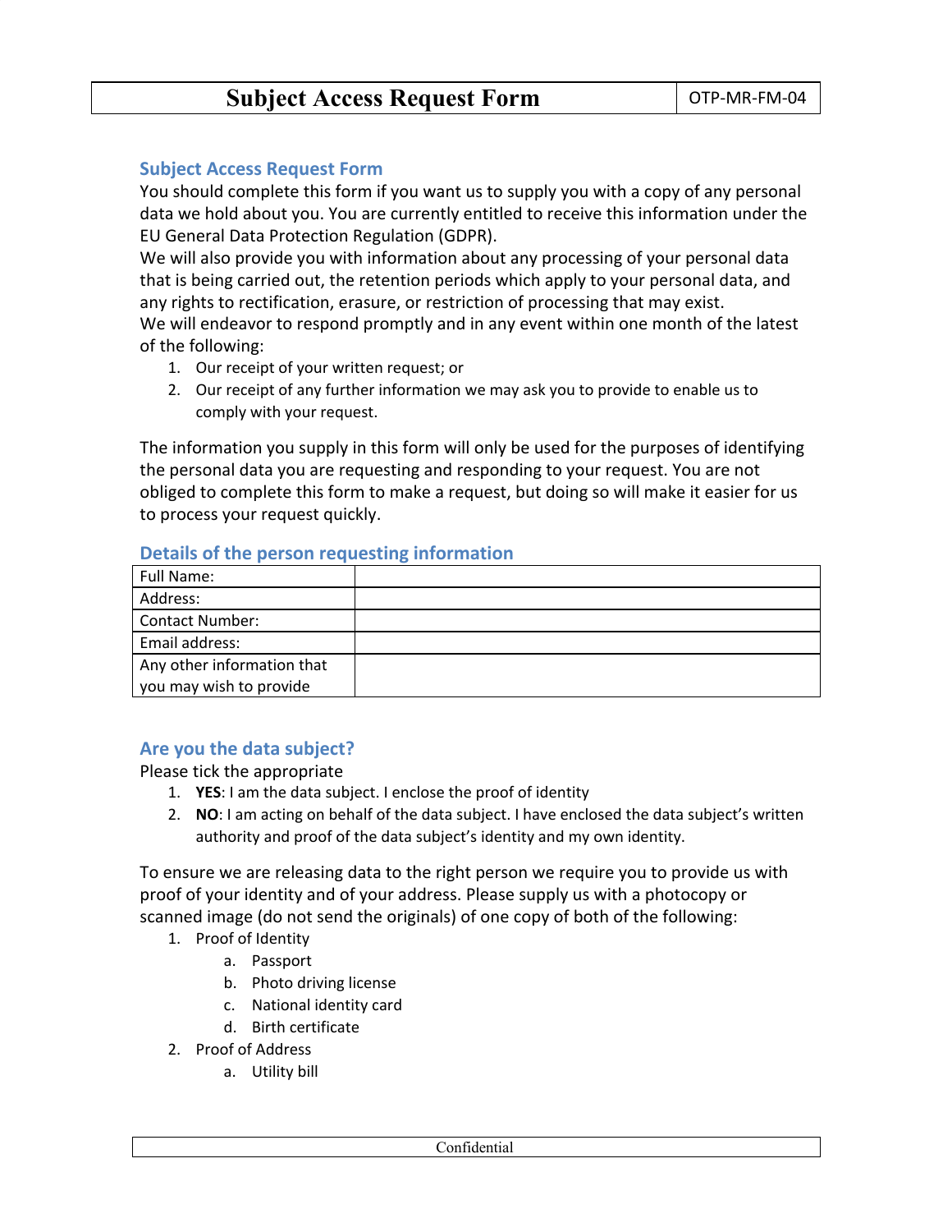| Subject Access Request Form | OTP-MR-FM-04 |
| --- | --- |

## Subject Access Request Form

You should complete this form if you want us to supply you with a copy of any personal data we hold about you. You are currently entitled to receive this information under the EU General Data Protection Regulation (GDPR).
We will also provide you with information about any processing of your personal data that is being carried out, the retention periods which apply to your personal data, and any rights to rectification, erasure, or restriction of processing that may exist.
We will endeavor to respond promptly and in any event within one month of the latest of the following:

1. Our receipt of your written request; or
2. Our receipt of any further information we may ask you to provide to enable us to comply with your request.

The information you supply in this form will only be used for the purposes of identifying the personal data you are requesting and responding to your request. You are not obliged to complete this form to make a request, but doing so will make it easier for us to process your request quickly.

## Details of the person requesting information

| Full Name: | |
| --- | --- |
| Address: | |
| Contact Number: | |
| Email address: | |
| Any other information that you may wish to provide | |

## Are you the data subject?

Please tick the appropriate

1. **YES**: I am the data subject. I enclose the proof of identity
2. **NO**: I am acting on behalf of the data subject. I have enclosed the data subject's written authority and proof of the data subject's identity and my own identity.

To ensure we are releasing data to the right person we require you to provide us with proof of your identity and of your address. Please supply us with a photocopy or scanned image (do not send the originals) of one copy of both of the following:

1. Proof of Identity
    a. Passport
    b. Photo driving license
    c. National identity card
    d. Birth certificate
2. Proof of Address
    a. Utility bill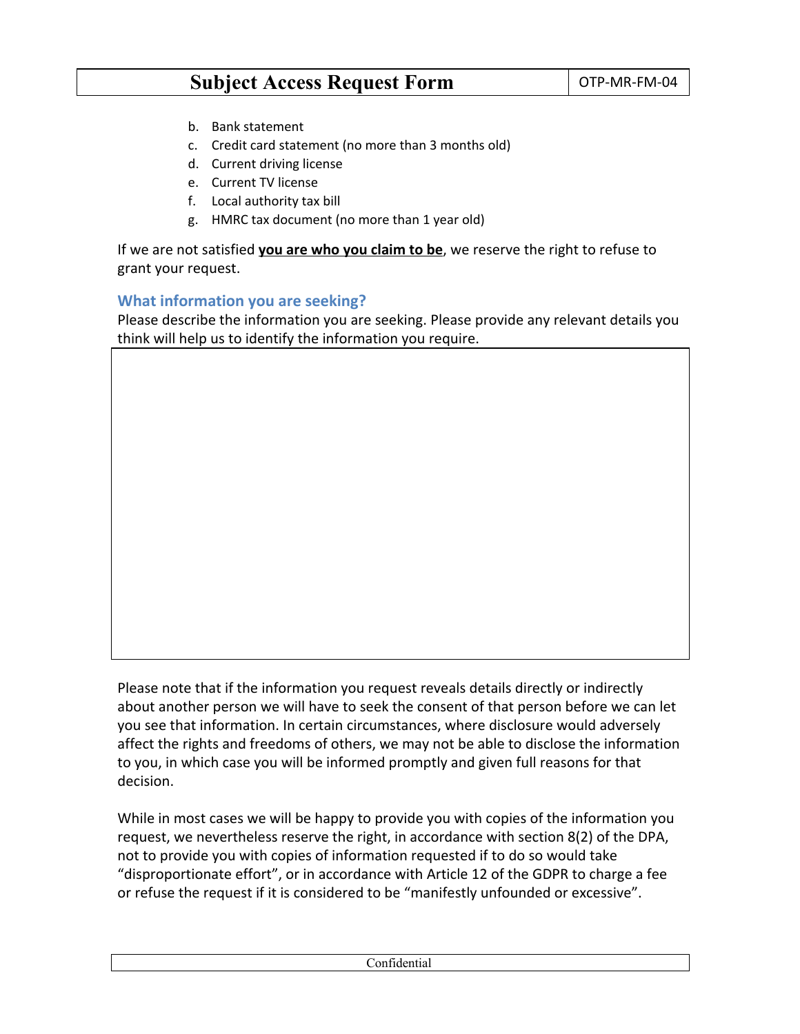b. Bank statement
c. Credit card statement (no more than 3 months old)
d. Current driving license
e. Current TV license
f. Local authority tax bill
g. HMRC tax document (no more than 1 year old)

If we are not satisfied **you are who you claim to be**, we reserve the right to refuse to grant your request.

### What information you are seeking?

Please describe the information you are seeking. Please provide any relevant details you think will help us to identify the information you require.

| |
|---|
| |

Please note that if the information you request reveals details directly or indirectly about another person we will have to seek the consent of that person before we can let you see that information. In certain circumstances, where disclosure would adversely affect the rights and freedoms of others, we may not be able to disclose the information to you, in which case you will be informed promptly and given full reasons for that decision.

While in most cases we will be happy to provide you with copies of the information you request, we nevertheless reserve the right, in accordance with section 8(2) of the DPA, not to provide you with copies of information requested if to do so would take "disproportionate effort", or in accordance with Article 12 of the GDPR to charge a fee or refuse the request if it is considered to be "manifestly unfounded or excessive".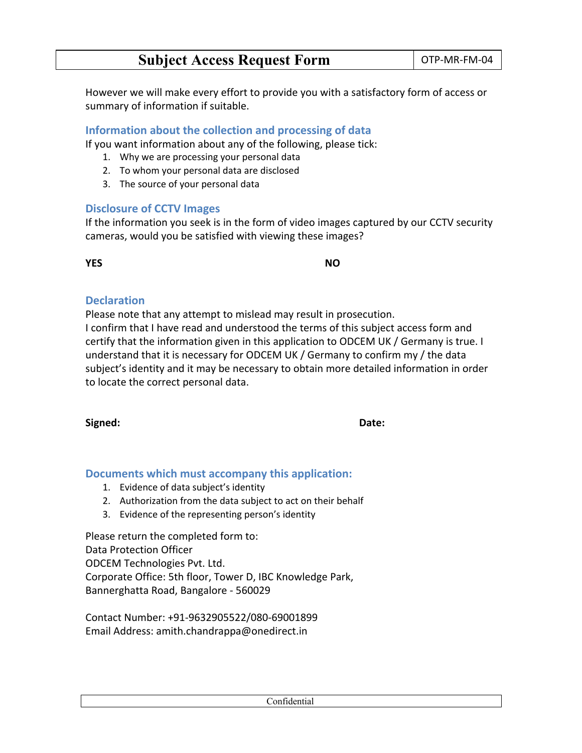| Subject Access Request Form | OTP-MR-FM-04 |
|---|---|

However we will make every effort to provide you with a satisfactory form of access or summary of information if suitable.

## Information about the collection and processing of data

If you want information about any of the following, please tick:

1. Why we are processing your personal data
2. To whom your personal data are disclosed
3. The source of your personal data

## Disclosure of CCTV Images

If the information you seek is in the form of video images captured by our CCTV security cameras, would you be satisfied with viewing these images?

**YES** **NO**

## Declaration

Please note that any attempt to mislead may result in prosecution.
I confirm that I have read and understood the terms of this subject access form and certify that the information given in this application to ODCEM UK / Germany is true. I understand that it is necessary for ODCEM UK / Germany to confirm my / the data subject's identity and it may be necessary to obtain more detailed information in order to locate the correct personal data.

**Signed:** **Date:**

## Documents which must accompany this application:

1. Evidence of data subject's identity
2. Authorization from the data subject to act on their behalf
3. Evidence of the representing person's identity

Please return the completed form to:
Data Protection Officer
ODCEM Technologies Pvt. Ltd.
Corporate Office: 5th floor, Tower D, IBC Knowledge Park,
Bannerghatta Road, Bangalore - 560029

Contact Number: +91-9632905522/080-69001899
Email Address: amith.chandrappa@onedirect.in

Confidential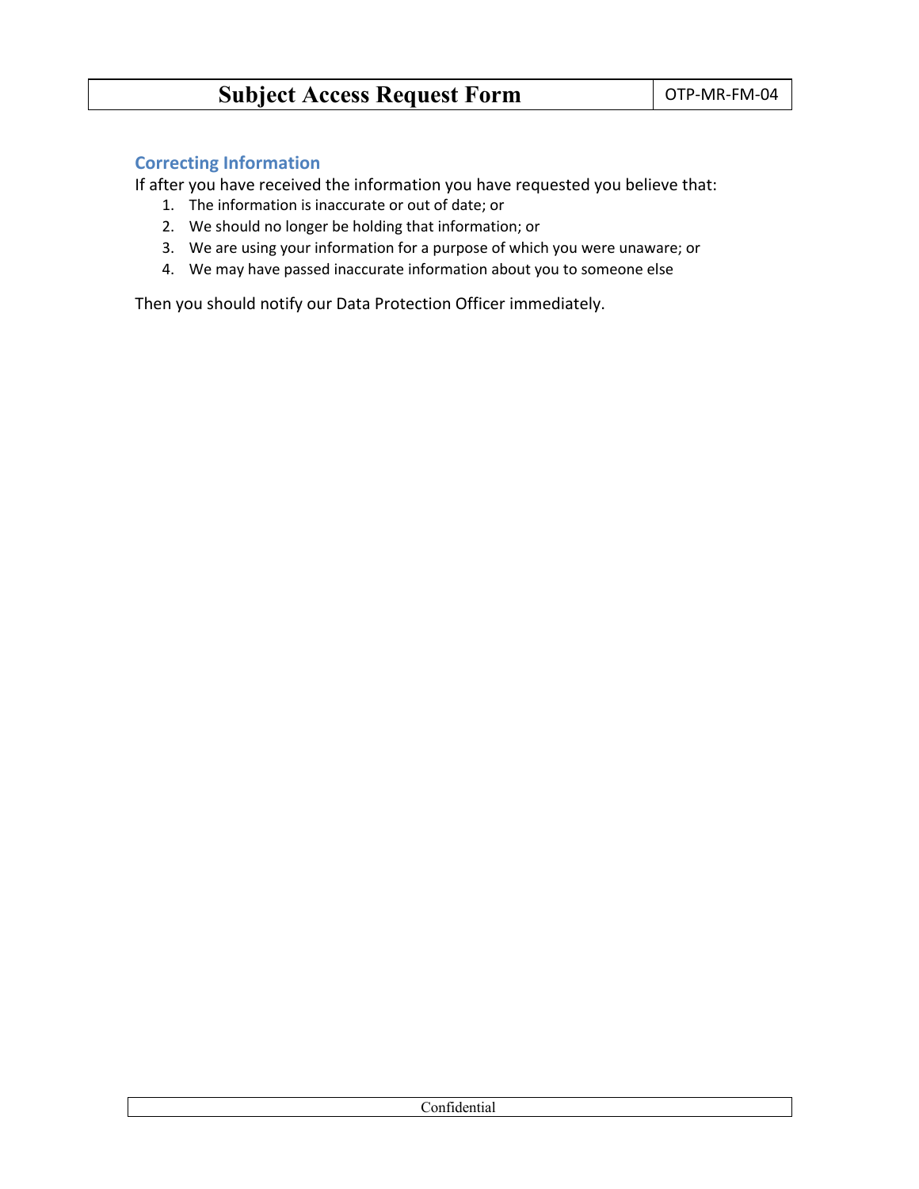## Correcting Information

If after you have received the information you have requested you believe that:

1. The information is inaccurate or out of date; or
2. We should no longer be holding that information; or
3. We are using your information for a purpose of which you were unaware; or
4. We may have passed inaccurate information about you to someone else

Then you should notify our Data Protection Officer immediately.